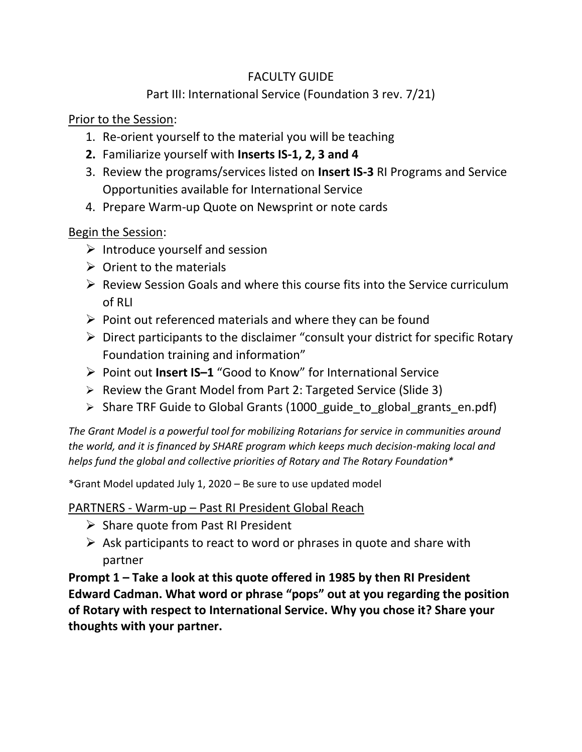# FACULTY GUIDE

## Part III: International Service (Foundation 3 rev. 7/21)

<u>Prior to the Session</u>:

1. Re-orient yourself to the material you will be teaching
2. **Familiarize yourself with Inserts IS-1, 2, 3 and 4**
3. Review the programs/services listed on **Insert IS-3** RI Programs and Service Opportunities available for International Service
4. Prepare Warm-up Quote on Newsprint or note cards

<u>Begin the Session</u>:

- Introduce yourself and session
- Orient to the materials
- Review Session Goals and where this course fits into the Service curriculum of RLI
- Point out referenced materials and where they can be found
- Direct participants to the disclaimer "consult your district for specific Rotary Foundation training and information"
- Point out **Insert IS–1** "Good to Know" for International Service
- Review the Grant Model from Part 2: Targeted Service (Slide 3)
- Share TRF Guide to Global Grants (1000_guide_to_global_grants_en.pdf)

*The Grant Model is a powerful tool for mobilizing Rotarians for service in communities around the world, and it is financed by SHARE program which keeps much decision-making local and helps fund the global and collective priorities of Rotary and The Rotary Foundation**

*Grant Model updated July 1, 2020 – Be sure to use updated model

<u>PARTNERS - Warm-up – Past RI President Global Reach</u>

- Share quote from Past RI President
- Ask participants to react to word or phrases in quote and share with partner

**Prompt 1 – Take a look at this quote offered in 1985 by then RI President Edward Cadman. What word or phrase "pops" out at you regarding the position of Rotary with respect to International Service. Why you chose it? Share your thoughts with your partner.**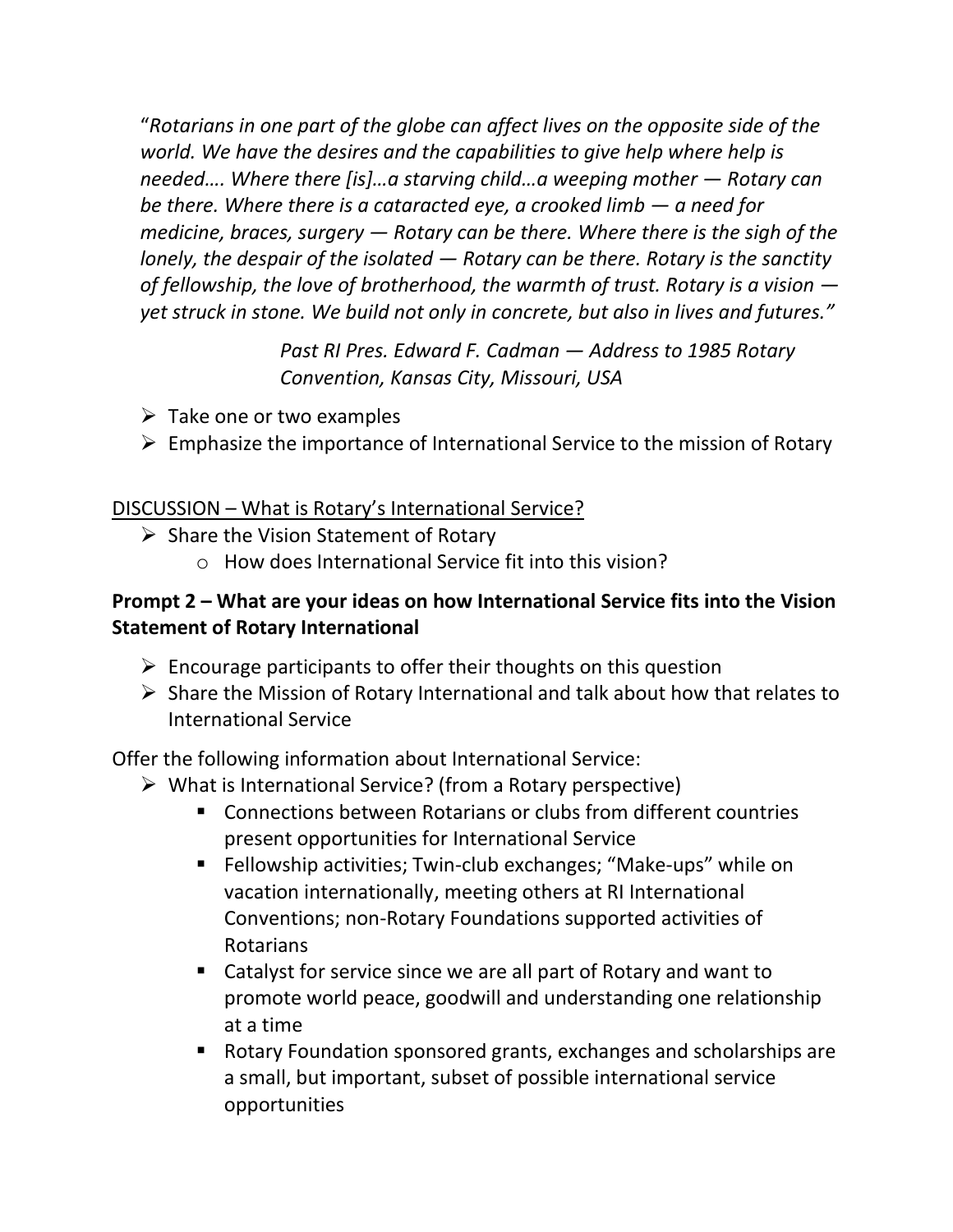*"Rotarians in one part of the globe can affect lives on the opposite side of the world. We have the desires and the capabilities to give help where help is needed…. Where there [is]…a starving child…a weeping mother — Rotary can be there. Where there is a cataracted eye, a crooked limb — a need for medicine, braces, surgery — Rotary can be there. Where there is the sigh of the lonely, the despair of the isolated — Rotary can be there. Rotary is the sanctity of fellowship, the love of brotherhood, the warmth of trust. Rotary is a vision — yet struck in stone. We build not only in concrete, but also in lives and futures."*

> *Past RI Pres. Edward F. Cadman — Address to 1985 Rotary Convention, Kansas City, Missouri, USA*

- Take one or two examples
- Emphasize the importance of International Service to the mission of Rotary

<u>DISCUSSION – What is Rotary's International Service?</u>

- Share the Vision Statement of Rotary
  - How does International Service fit into this vision?

**Prompt 2 – What are your ideas on how International Service fits into the Vision Statement of Rotary International**

- Encourage participants to offer their thoughts on this question
- Share the Mission of Rotary International and talk about how that relates to International Service

Offer the following information about International Service:

- What is International Service? (from a Rotary perspective)
  - Connections between Rotarians or clubs from different countries present opportunities for International Service
  - Fellowship activities; Twin-club exchanges; "Make-ups" while on vacation internationally, meeting others at RI International Conventions; non-Rotary Foundations supported activities of Rotarians
  - Catalyst for service since we are all part of Rotary and want to promote world peace, goodwill and understanding one relationship at a time
  - Rotary Foundation sponsored grants, exchanges and scholarships are a small, but important, subset of possible international service opportunities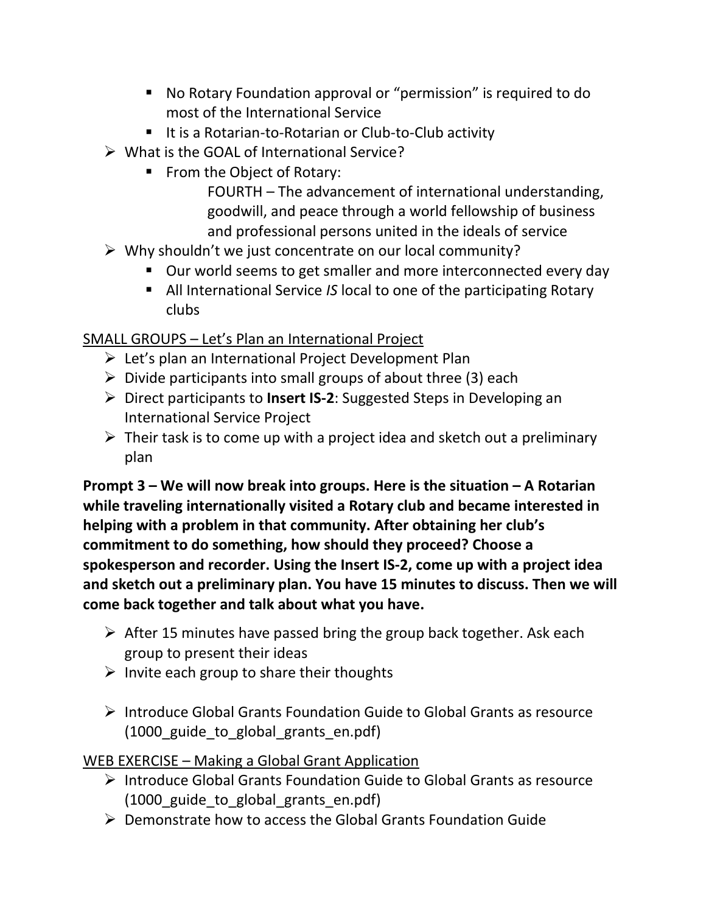- No Rotary Foundation approval or "permission" is required to do most of the International Service
  - It is a Rotarian-to-Rotarian or Club-to-Club activity
- What is the GOAL of International Service?
  - From the Object of Rotary:

    FOURTH – The advancement of international understanding, goodwill, and peace through a world fellowship of business and professional persons united in the ideals of service
- Why shouldn't we just concentrate on our local community?
  - Our world seems to get smaller and more interconnected every day
  - All International Service *IS* local to one of the participating Rotary clubs

<u>SMALL GROUPS – Let's Plan an International Project</u>

- Let's plan an International Project Development Plan
- Divide participants into small groups of about three (3) each
- Direct participants to **Insert IS-2**: Suggested Steps in Developing an International Service Project
- Their task is to come up with a project idea and sketch out a preliminary plan

**Prompt 3 – We will now break into groups. Here is the situation – A Rotarian while traveling internationally visited a Rotary club and became interested in helping with a problem in that community. After obtaining her club's commitment to do something, how should they proceed? Choose a spokesperson and recorder. Using the Insert IS-2, come up with a project idea and sketch out a preliminary plan. You have 15 minutes to discuss. Then we will come back together and talk about what you have.**

- After 15 minutes have passed bring the group back together. Ask each group to present their ideas
- Invite each group to share their thoughts
- Introduce Global Grants Foundation Guide to Global Grants as resource (1000_guide_to_global_grants_en.pdf)

<u>WEB EXERCISE – Making a Global Grant Application</u>

- Introduce Global Grants Foundation Guide to Global Grants as resource (1000_guide_to_global_grants_en.pdf)
- Demonstrate how to access the Global Grants Foundation Guide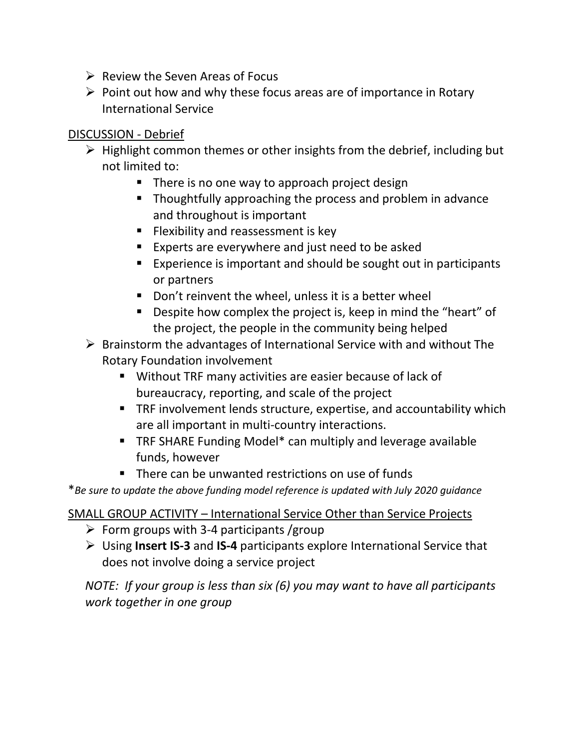- Review the Seven Areas of Focus
- Point out how and why these focus areas are of importance in Rotary International Service

DISCUSSION - Debrief

- Highlight common themes or other insights from the debrief, including but not limited to:
    - There is no one way to approach project design
    - Thoughtfully approaching the process and problem in advance and throughout is important
    - Flexibility and reassessment is key
    - Experts are everywhere and just need to be asked
    - Experience is important and should be sought out in participants or partners
    - Don't reinvent the wheel, unless it is a better wheel
    - Despite how complex the project is, keep in mind the "heart" of the project, the people in the community being helped
- Brainstorm the advantages of International Service with and without The Rotary Foundation involvement
    - Without TRF many activities are easier because of lack of bureaucracy, reporting, and scale of the project
    - TRF involvement lends structure, expertise, and accountability which are all important in multi-country interactions.
    - TRF SHARE Funding Model* can multiply and leverage available funds, however
    - There can be unwanted restrictions on use of funds

**Be sure to update the above funding model reference is updated with July 2020 guidance*

SMALL GROUP ACTIVITY – International Service Other than Service Projects

- Form groups with 3-4 participants /group
- Using **Insert IS-3** and **IS-4** participants explore International Service that does not involve doing a service project

*NOTE: If your group is less than six (6) you may want to have all participants work together in one group*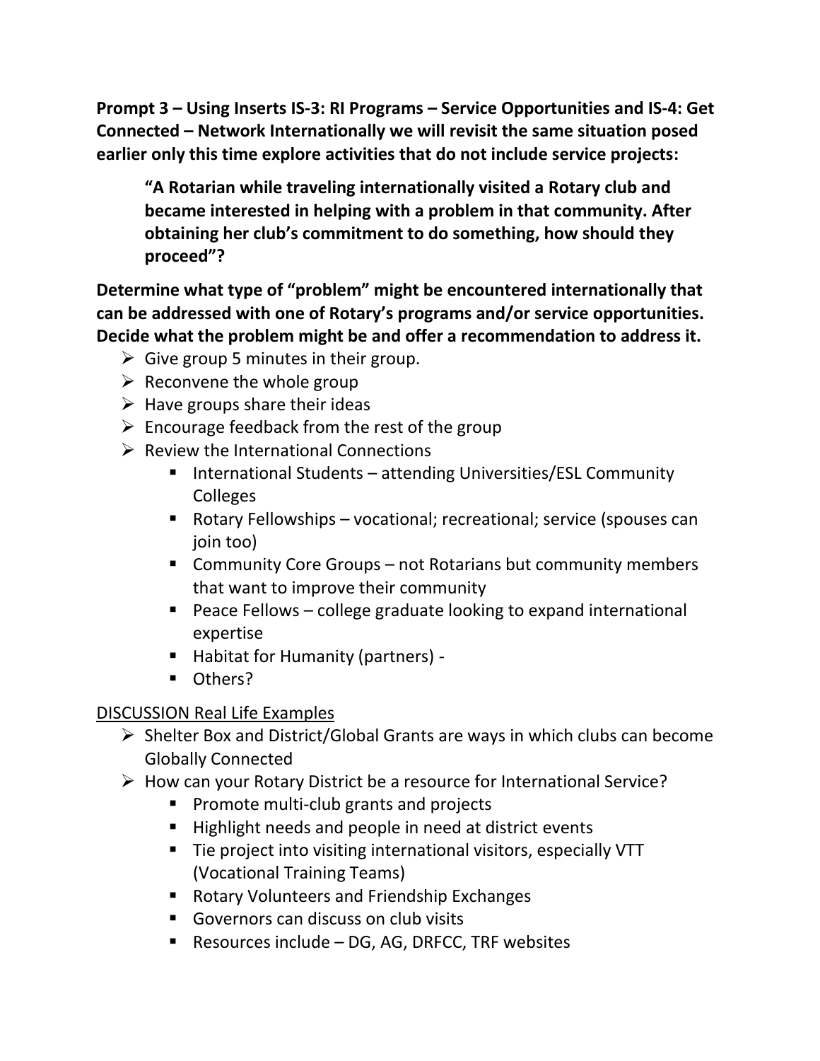**Prompt 3 – Using Inserts IS-3: RI Programs – Service Opportunities and IS-4: Get Connected – Network Internationally we will revisit the same situation posed earlier only this time explore activities that do not include service projects:**

> **"A Rotarian while traveling internationally visited a Rotary club and became interested in helping with a problem in that community. After obtaining her club's commitment to do something, how should they proceed"?**

**Determine what type of "problem" might be encountered internationally that can be addressed with one of Rotary's programs and/or service opportunities. Decide what the problem might be and offer a recommendation to address it.**

- Give group 5 minutes in their group.
- Reconvene the whole group
- Have groups share their ideas
- Encourage feedback from the rest of the group
- Review the International Connections
  - International Students – attending Universities/ESL Community Colleges
  - Rotary Fellowships – vocational; recreational; service (spouses can join too)
  - Community Core Groups – not Rotarians but community members that want to improve their community
  - Peace Fellows – college graduate looking to expand international expertise
  - Habitat for Humanity (partners) -
  - Others?

<u>DISCUSSION Real Life Examples</u>

- Shelter Box and District/Global Grants are ways in which clubs can become Globally Connected
- How can your Rotary District be a resource for International Service?
  - Promote multi-club grants and projects
  - Highlight needs and people in need at district events
  - Tie project into visiting international visitors, especially VTT (Vocational Training Teams)
  - Rotary Volunteers and Friendship Exchanges
  - Governors can discuss on club visits
  - Resources include – DG, AG, DRFCC, TRF websites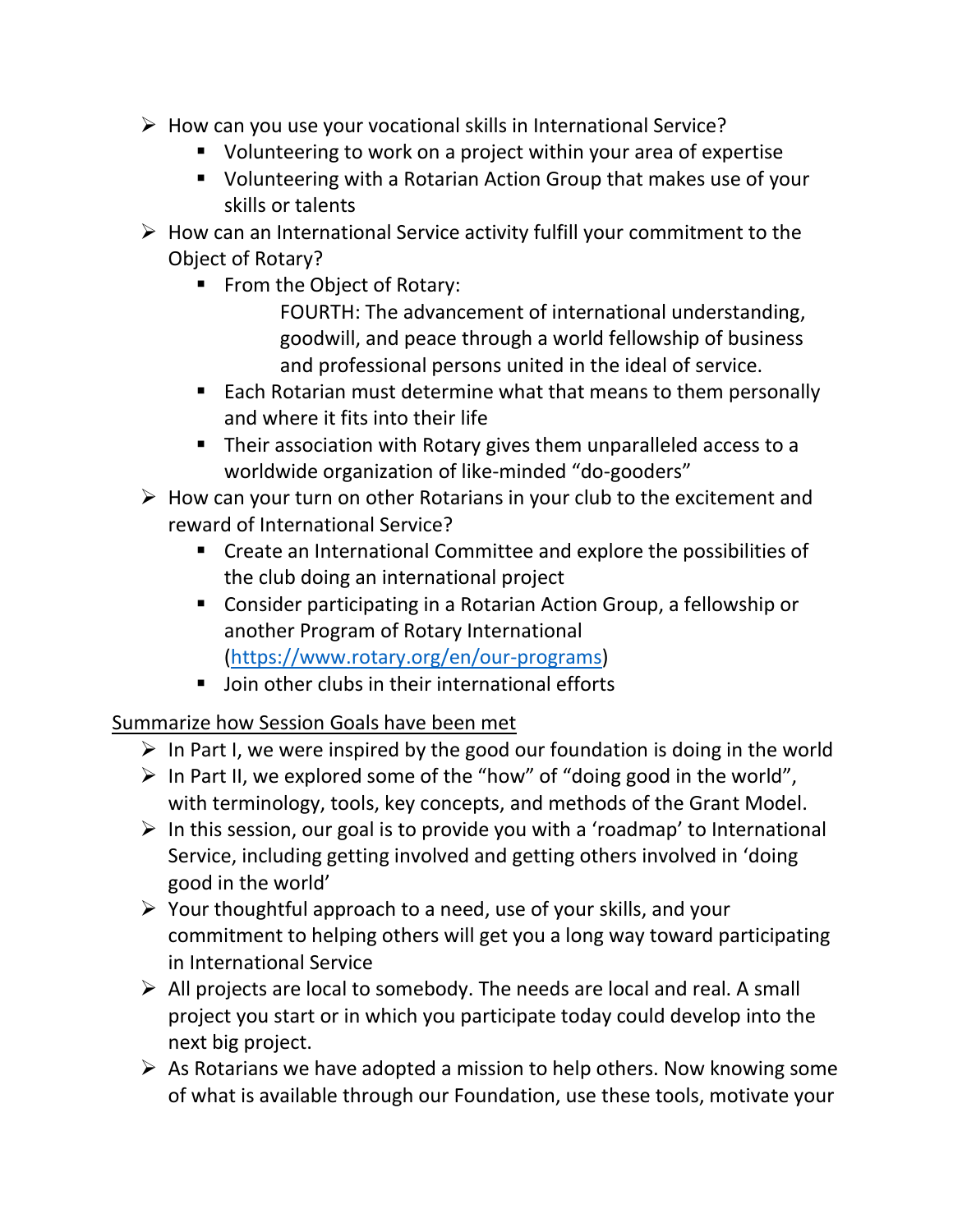- How can you use your vocational skills in International Service?
  - Volunteering to work on a project within your area of expertise
  - Volunteering with a Rotarian Action Group that makes use of your skills or talents
- How can an International Service activity fulfill your commitment to the Object of Rotary?
  - From the Object of Rotary:

    FOURTH: The advancement of international understanding, goodwill, and peace through a world fellowship of business and professional persons united in the ideal of service.
  - Each Rotarian must determine what that means to them personally and where it fits into their life
  - Their association with Rotary gives them unparalleled access to a worldwide organization of like-minded “do-gooders”
- How can your turn on other Rotarians in your club to the excitement and reward of International Service?
  - Create an International Committee and explore the possibilities of the club doing an international project
  - Consider participating in a Rotarian Action Group, a fellowship or another Program of Rotary International (https://www.rotary.org/en/our-programs)
  - Join other clubs in their international efforts

Summarize how Session Goals have been met

- In Part I, we were inspired by the good our foundation is doing in the world
- In Part II, we explored some of the “how” of “doing good in the world”, with terminology, tools, key concepts, and methods of the Grant Model.
- In this session, our goal is to provide you with a ‘roadmap’ to International Service, including getting involved and getting others involved in ‘doing good in the world’
- Your thoughtful approach to a need, use of your skills, and your commitment to helping others will get you a long way toward participating in International Service
- All projects are local to somebody. The needs are local and real. A small project you start or in which you participate today could develop into the next big project.
- As Rotarians we have adopted a mission to help others. Now knowing some of what is available through our Foundation, use these tools, motivate your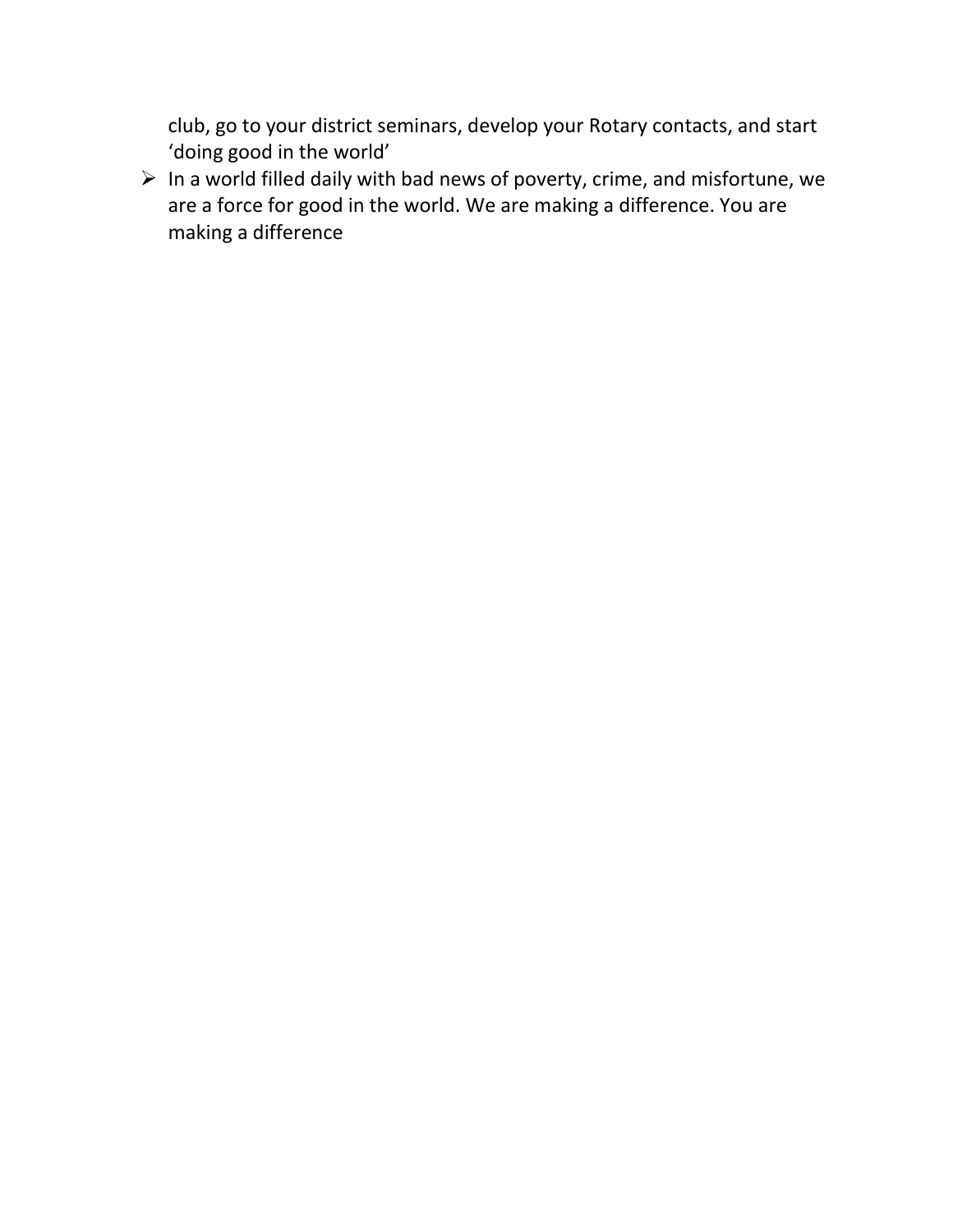club, go to your district seminars, develop your Rotary contacts, and start 'doing good in the world'

- In a world filled daily with bad news of poverty, crime, and misfortune, we are a force for good in the world. We are making a difference. You are making a difference